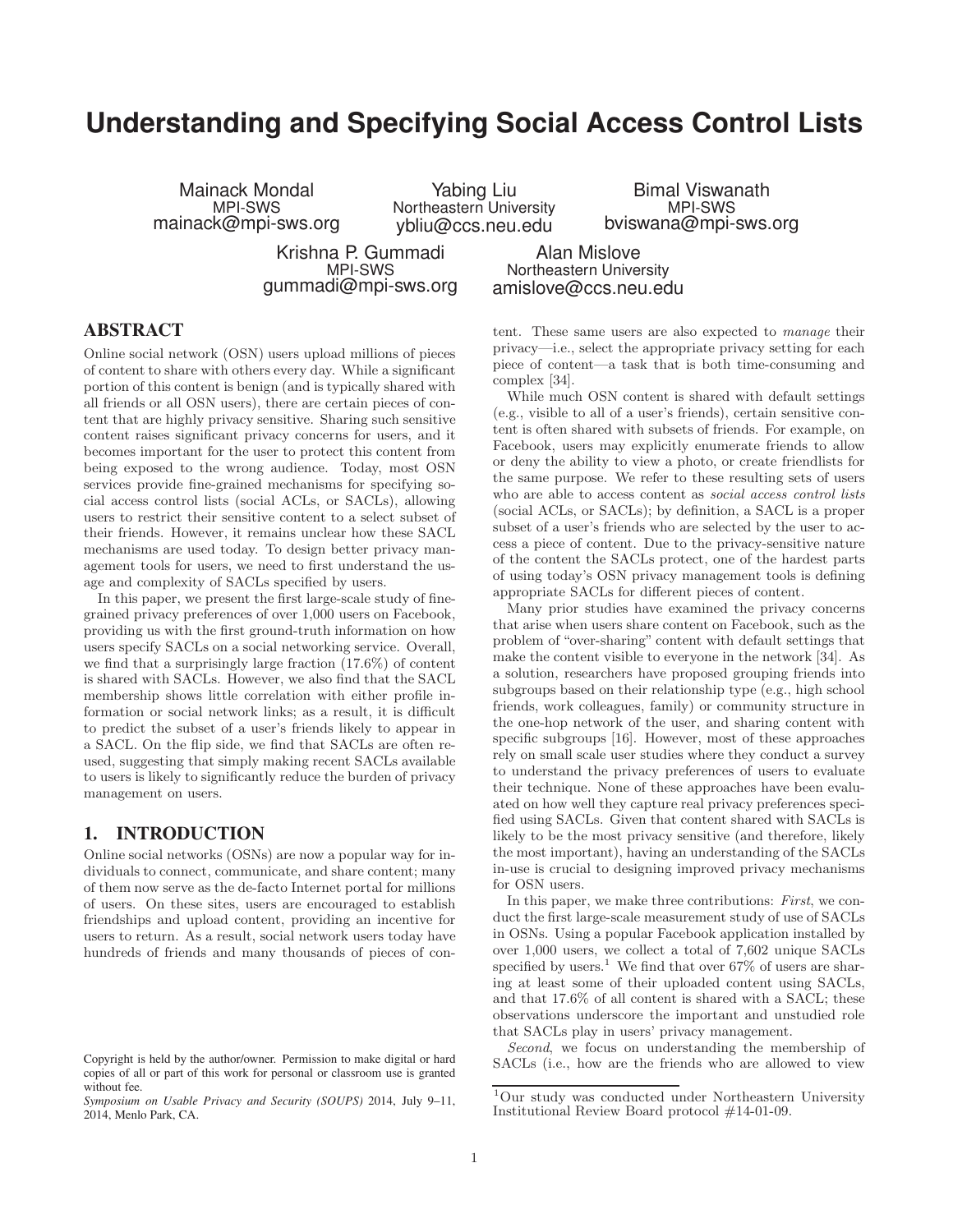# Understanding and Specifying Social Access Control Lists

Mainack Mondal
MPI-SWS
mainack@mpi-sws.org

Yabing Liu
Northeastern University
ybliu@ccs.neu.edu

Bimal Viswanath
MPI-SWS
bviswana@mpi-sws.org

Krishna P. Gummadi
MPI-SWS
gummadi@mpi-sws.org

Alan Mislove
Northeastern University
amislove@ccs.neu.edu

## ABSTRACT

Online social network (OSN) users upload millions of pieces of content to share with others every day. While a significant portion of this content is benign (and is typically shared with all friends or all OSN users), there are certain pieces of content that are highly privacy sensitive. Sharing such sensitive content raises significant privacy concerns for users, and it becomes important for the user to protect this content from being exposed to the wrong audience. Today, most OSN services provide fine-grained mechanisms for specifying social access control lists (social ACLs, or SACLs), allowing users to restrict their sensitive content to a select subset of their friends. However, it remains unclear how these SACL mechanisms are used today. To design better privacy management tools for users, we need to first understand the usage and complexity of SACLs specified by users.

In this paper, we present the first large-scale study of fine-grained privacy preferences of over 1,000 users on Facebook, providing us with the first ground-truth information on how users specify SACLs on a social networking service. Overall, we find that a surprisingly large fraction (17.6%) of content is shared with SACLs. However, we also find that the SACL membership shows little correlation with either profile information or social network links; as a result, it is difficult to predict the subset of a user's friends likely to appear in a SACL. On the flip side, we find that SACLs are often reused, suggesting that simply making recent SACLs available to users is likely to significantly reduce the burden of privacy management on users.

## 1. INTRODUCTION

Online social networks (OSNs) are now a popular way for individuals to connect, communicate, and share content; many of them now serve as the de-facto Internet portal for millions of users. On these sites, users are encouraged to establish friendships and upload content, providing an incentive for users to return. As a result, social network users today have hundreds of friends and many thousands of pieces of content. These same users are also expected to *manage* their privacy—i.e., select the appropriate privacy setting for each piece of content—a task that is both time-consuming and complex [34].

While much OSN content is shared with default settings (e.g., visible to all of a user's friends), certain sensitive content is often shared with subsets of friends. For example, on Facebook, users may explicitly enumerate friends to allow or deny the ability to view a photo, or create friendlists for the same purpose. We refer to these resulting sets of users who are able to access content as *social access control lists* (social ACLs, or SACLs); by definition, a SACL is a proper subset of a user's friends who are selected by the user to access a piece of content. Due to the privacy-sensitive nature of the content the SACLs protect, one of the hardest parts of using today's OSN privacy management tools is defining appropriate SACLs for different pieces of content.

Many prior studies have examined the privacy concerns that arise when users share content on Facebook, such as the problem of "over-sharing" content with default settings that make the content visible to everyone in the network [34]. As a solution, researchers have proposed grouping friends into subgroups based on their relationship type (e.g., high school friends, work colleagues, family) or community structure in the one-hop network of the user, and sharing content with specific subgroups [16]. However, most of these approaches rely on small scale user studies where they conduct a survey to understand the privacy preferences of users to evaluate their technique. None of these approaches have been evaluated on how well they capture real privacy preferences specified using SACLs. Given that content shared with SACLs is likely to be the most privacy sensitive (and therefore, likely the most important), having an understanding of the SACLs in-use is crucial to designing improved privacy mechanisms for OSN users.

In this paper, we make three contributions: *First*, we conduct the first large-scale measurement study of use of SACLs in OSNs. Using a popular Facebook application installed by over 1,000 users, we collect a total of 7,602 unique SACLs specified by users.[1] We find that over 67% of users are sharing at least some of their uploaded content using SACLs, and that 17.6% of all content is shared with a SACL; these observations underscore the important and unstudied role that SACLs play in users' privacy management.

*Second*, we focus on understanding the membership of SACLs (i.e., how are the friends who are allowed to view

[1] Our study was conducted under Northeastern University Institutional Review Board protocol #14-01-09.

Copyright is held by the author/owner. Permission to make digital or hard copies of all or part of this work for personal or classroom use is granted without fee.
*Symposium on Usable Privacy and Security (SOUPS)* 2014, July 9–11, 2014, Menlo Park, CA.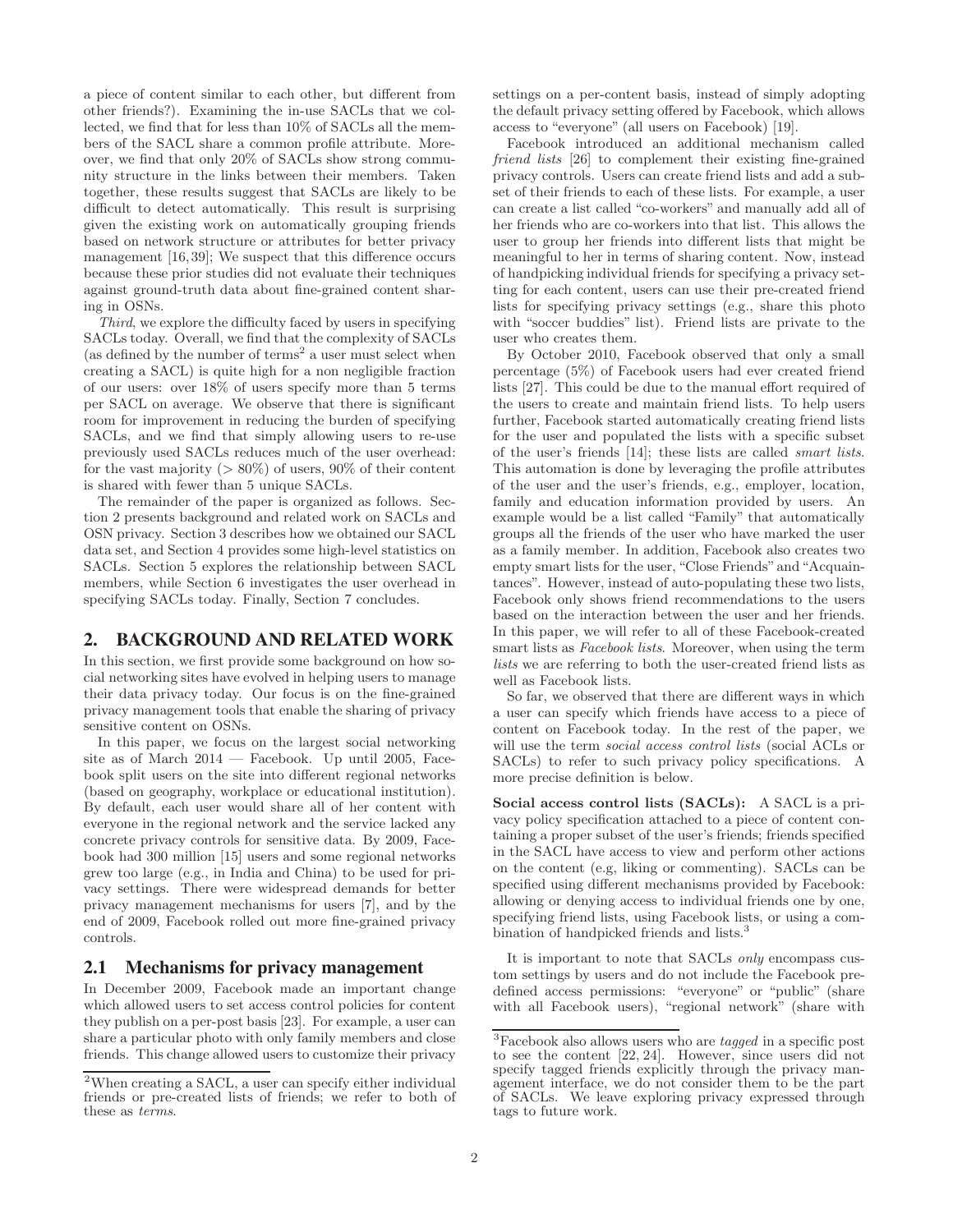a piece of content similar to each other, but different from other friends?). Examining the in-use SACLs that we collected, we find that for less than 10% of SACLs all the members of the SACL share a common profile attribute. Moreover, we find that only 20% of SACLs show strong community structure in the links between their members. Taken together, these results suggest that SACLs are likely to be difficult to detect automatically. This result is surprising given the existing work on automatically grouping friends based on network structure or attributes for better privacy management [16, 39]; We suspect that this difference occurs because these prior studies did not evaluate their techniques against ground-truth data about fine-grained content sharing in OSNs.

*Third*, we explore the difficulty faced by users in specifying SACLs today. Overall, we find that the complexity of SACLs (as defined by the number of terms[2] a user must select when creating a SACL) is quite high for a non negligible fraction of our users: over 18% of users specify more than 5 terms per SACL on average. We observe that there is significant room for improvement in reducing the burden of specifying SACLs, and we find that simply allowing users to re-use previously used SACLs reduces much of the user overhead: for the vast majority (> 80%) of users, 90% of their content is shared with fewer than 5 unique SACLs.

The remainder of the paper is organized as follows. Section 2 presents background and related work on SACLs and OSN privacy. Section 3 describes how we obtained our SACL data set, and Section 4 provides some high-level statistics on SACLs. Section 5 explores the relationship between SACL members, while Section 6 investigates the user overhead in specifying SACLs today. Finally, Section 7 concludes.

[2]When creating a SACL, a user can specify either individual friends or pre-created lists of friends; we refer to both of these as *terms*.

## 2. BACKGROUND AND RELATED WORK

In this section, we first provide some background on how social networking sites have evolved in helping users to manage their data privacy today. Our focus is on the fine-grained privacy management tools that enable the sharing of privacy sensitive content on OSNs.

In this paper, we focus on the largest social networking site as of March 2014 — Facebook. Up until 2005, Facebook split users on the site into different regional networks (based on geography, workplace or educational institution). By default, each user would share all of her content with everyone in the regional network and the service lacked any concrete privacy controls for sensitive data. By 2009, Facebook had 300 million [15] users and some regional networks grew too large (e.g., in India and China) to be used for privacy settings. There were widespread demands for better privacy management mechanisms for users [7], and by the end of 2009, Facebook rolled out more fine-grained privacy controls.

### 2.1 Mechanisms for privacy management

In December 2009, Facebook made an important change which allowed users to set access control policies for content they publish on a per-post basis [23]. For example, a user can share a particular photo with only family members and close friends. This change allowed users to customize their privacy settings on a per-content basis, instead of simply adopting the default privacy setting offered by Facebook, which allows access to "everyone" (all users on Facebook) [19].

Facebook introduced an additional mechanism called *friend lists* [26] to complement their existing fine-grained privacy controls. Users can create friend lists and add a subset of their friends to each of these lists. For example, a user can create a list called "co-workers" and manually add all of her friends who are co-workers into that list. This allows the user to group her friends into different lists that might be meaningful to her in terms of sharing content. Now, instead of handpicking individual friends for specifying a privacy setting for each content, users can use their pre-created friend lists for specifying privacy settings (e.g., share this photo with "soccer buddies" list). Friend lists are private to the user who creates them.

By October 2010, Facebook observed that only a small percentage (5%) of Facebook users had ever created friend lists [27]. This could be due to the manual effort required of the users to create and maintain friend lists. To help users further, Facebook started automatically creating friend lists for the user and populated the lists with a specific subset of the user's friends [14]; these lists are called *smart lists*. This automation is done by leveraging the profile attributes of the user and the user's friends, e.g., employer, location, family and education information provided by users. An example would be a list called "Family" that automatically groups all the friends of the user who have marked the user as a family member. In addition, Facebook also creates two empty smart lists for the user, "Close Friends" and "Acquaintances". However, instead of auto-populating these two lists, Facebook only shows friend recommendations to the users based on the interaction between the user and her friends. In this paper, we will refer to all of these Facebook-created smart lists as *Facebook lists*. Moreover, when using the term *lists* we are referring to both the user-created friend lists as well as Facebook lists.

So far, we observed that there are different ways in which a user can specify which friends have access to a piece of content on Facebook today. In the rest of the paper, we will use the term *social access control lists* (social ACLs or SACLs) to refer to such privacy policy specifications. A more precise definition is below.

**Social access control lists (SACLs):** A SACL is a privacy policy specification attached to a piece of content containing a proper subset of the user's friends; friends specified in the SACL have access to view and perform other actions on the content (e.g, liking or commenting). SACLs can be specified using different mechanisms provided by Facebook: allowing or denying access to individual friends one by one, specifying friend lists, using Facebook lists, or using a combination of handpicked friends and lists.[3]

It is important to note that SACLs *only* encompass custom settings by users and do not include the Facebook predefined access permissions: "everyone" or "public" (share with all Facebook users), "regional network" (share with

[3]Facebook also allows users who are *tagged* in a specific post to see the content [22, 24]. However, since users did not specify tagged friends explicitly through the privacy management interface, we do not consider them to be the part of SACLs. We leave exploring privacy expressed through tags to future work.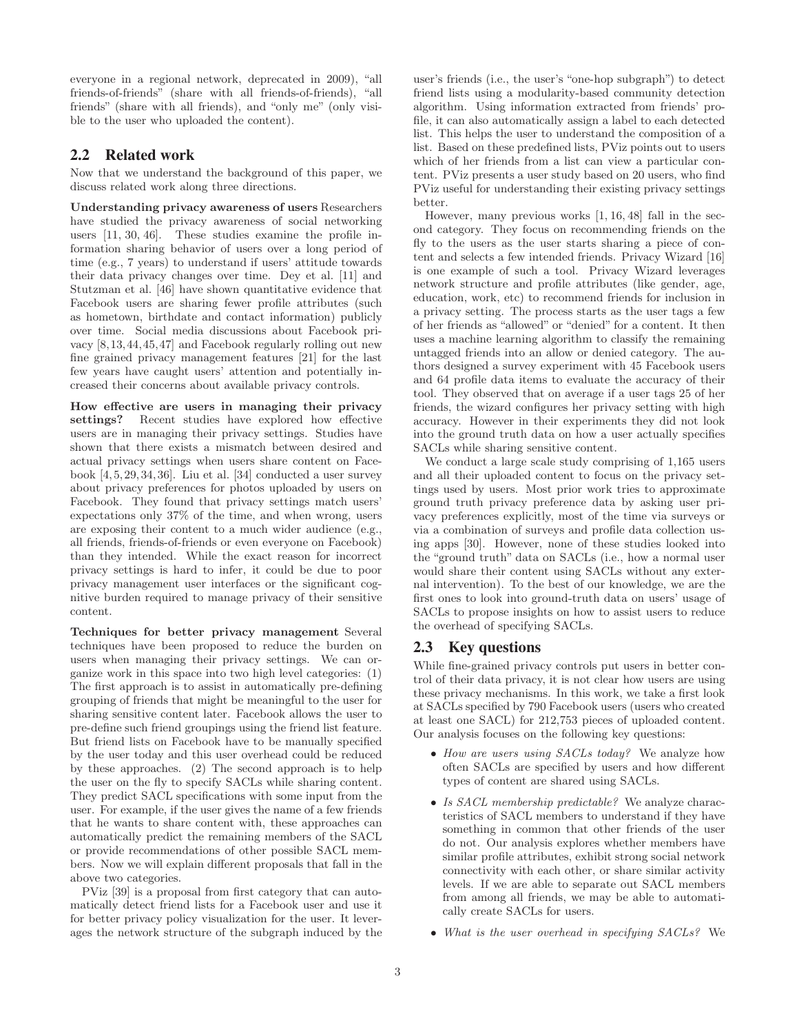everyone in a regional network, deprecated in 2009), "all friends-of-friends" (share with all friends-of-friends), "all friends" (share with all friends), and "only me" (only visible to the user who uploaded the content).

## 2.2 Related work

Now that we understand the background of this paper, we discuss related work along three directions.

**Understanding privacy awareness of users** Researchers have studied the privacy awareness of social networking users [11, 30, 46]. These studies examine the profile information sharing behavior of users over a long period of time (e.g., 7 years) to understand if users' attitude towards their data privacy changes over time. Dey et al. [11] and Stutzman et al. [46] have shown quantitative evidence that Facebook users are sharing fewer profile attributes (such as hometown, birthdate and contact information) publicly over time. Social media discussions about Facebook privacy [8,13,44,45,47] and Facebook regularly rolling out new fine grained privacy management features [21] for the last few years have caught users' attention and potentially increased their concerns about available privacy controls.

**How effective are users in managing their privacy settings?** Recent studies have explored how effective users are in managing their privacy settings. Studies have shown that there exists a mismatch between desired and actual privacy settings when users share content on Facebook [4,5,29,34,36]. Liu et al. [34] conducted a user survey about privacy preferences for photos uploaded by users on Facebook. They found that privacy settings match users' expectations only 37% of the time, and when wrong, users are exposing their content to a much wider audience (e.g., all friends, friends-of-friends or even everyone on Facebook) than they intended. While the exact reason for incorrect privacy settings is hard to infer, it could be due to poor privacy management user interfaces or the significant cognitive burden required to manage privacy of their sensitive content.

**Techniques for better privacy management** Several techniques have been proposed to reduce the burden on users when managing their privacy settings. We can organize work in this space into two high level categories: (1) The first approach is to assist in automatically pre-defining grouping of friends that might be meaningful to the user for sharing sensitive content later. Facebook allows the user to pre-define such friend groupings using the friend list feature. But friend lists on Facebook have to be manually specified by the user today and this user overhead could be reduced by these approaches. (2) The second approach is to help the user on the fly to specify SACLs while sharing content. They predict SACL specifications with some input from the user. For example, if the user gives the name of a few friends that he wants to share content with, these approaches can automatically predict the remaining members of the SACL or provide recommendations of other possible SACL members. Now we will explain different proposals that fall in the above two categories.

PViz [39] is a proposal from first category that can automatically detect friend lists for a Facebook user and use it for better privacy policy visualization for the user. It leverages the network structure of the subgraph induced by the user's friends (i.e., the user's "one-hop subgraph") to detect friend lists using a modularity-based community detection algorithm. Using information extracted from friends' profile, it can also automatically assign a label to each detected list. This helps the user to understand the composition of a list. Based on these predefined lists, PViz points out to users which of her friends from a list can view a particular content. PViz presents a user study based on 20 users, who find PViz useful for understanding their existing privacy settings better.

However, many previous works [1, 16, 48] fall in the second category. They focus on recommending friends on the fly to the users as the user starts sharing a piece of content and selects a few intended friends. Privacy Wizard [16] is one example of such a tool. Privacy Wizard leverages network structure and profile attributes (like gender, age, education, work, etc) to recommend friends for inclusion in a privacy setting. The process starts as the user tags a few of her friends as "allowed" or "denied" for a content. It then uses a machine learning algorithm to classify the remaining untagged friends into an allow or denied category. The authors designed a survey experiment with 45 Facebook users and 64 profile data items to evaluate the accuracy of their tool. They observed that on average if a user tags 25 of her friends, the wizard configures her privacy setting with high accuracy. However in their experiments they did not look into the ground truth data on how a user actually specifies SACLs while sharing sensitive content.

We conduct a large scale study comprising of 1,165 users and all their uploaded content to focus on the privacy settings used by users. Most prior work tries to approximate ground truth privacy preference data by asking user privacy preferences explicitly, most of the time via surveys or via a combination of surveys and profile data collection using apps [30]. However, none of these studies looked into the "ground truth" data on SACLs (i.e., how a normal user would share their content using SACLs without any external intervention). To the best of our knowledge, we are the first ones to look into ground-truth data on users' usage of SACLs to propose insights on how to assist users to reduce the overhead of specifying SACLs.

## 2.3 Key questions

While fine-grained privacy controls put users in better control of their data privacy, it is not clear how users are using these privacy mechanisms. In this work, we take a first look at SACLs specified by 790 Facebook users (users who created at least one SACL) for 212,753 pieces of uploaded content. Our analysis focuses on the following key questions:

- *How are users using SACLs today?* We analyze how often SACLs are specified by users and how different types of content are shared using SACLs.
- *Is SACL membership predictable?* We analyze characteristics of SACL members to understand if they have something in common that other friends of the user do not. Our analysis explores whether members have similar profile attributes, exhibit strong social network connectivity with each other, or share similar activity levels. If we are able to separate out SACL members from among all friends, we may be able to automatically create SACLs for users.
- *What is the user overhead in specifying SACLs?* We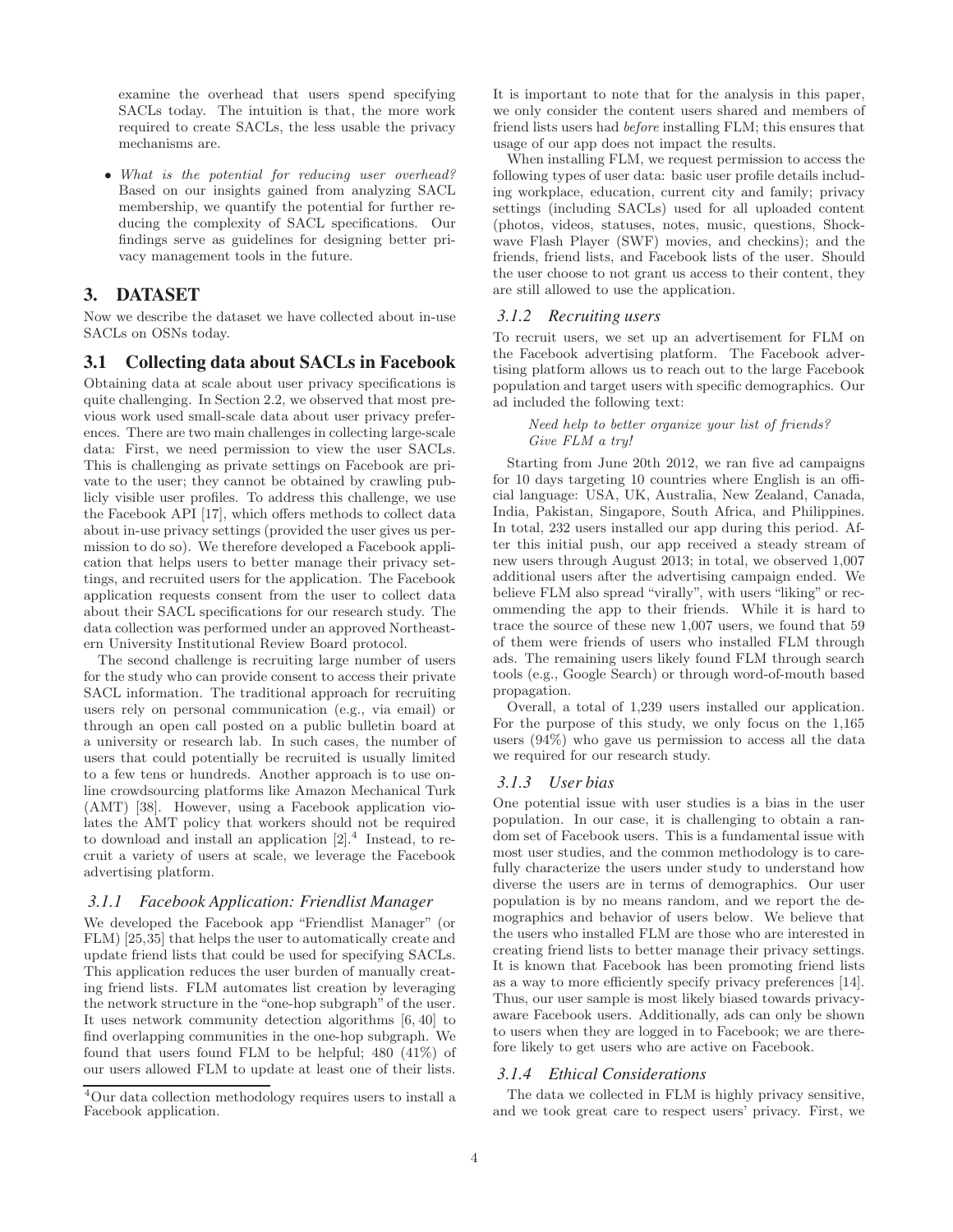examine the overhead that users spend specifying SACLs today. The intuition is that, the more work required to create SACLs, the less usable the privacy mechanisms are.

- *What is the potential for reducing user overhead?* Based on our insights gained from analyzing SACL membership, we quantify the potential for further reducing the complexity of SACL specifications. Our findings serve as guidelines for designing better privacy management tools in the future.

# 3. DATASET

Now we describe the dataset we have collected about in-use SACLs on OSNs today.

## 3.1 Collecting data about SACLs in Facebook

Obtaining data at scale about user privacy specifications is quite challenging. In Section 2.2, we observed that most previous work used small-scale data about user privacy preferences. There are two main challenges in collecting large-scale data: First, we need permission to view the user SACLs. This is challenging as private settings on Facebook are private to the user; they cannot be obtained by crawling publicly visible user profiles. To address this challenge, we use the Facebook API [17], which offers methods to collect data about in-use privacy settings (provided the user gives us permission to do so). We therefore developed a Facebook application that helps users to better manage their privacy settings, and recruited users for the application. The Facebook application requests consent from the user to collect data about their SACL specifications for our research study. The data collection was performed under an approved Northeastern University Institutional Review Board protocol.

The second challenge is recruiting large number of users for the study who can provide consent to access their private SACL information. The traditional approach for recruiting users rely on personal communication (e.g., via email) or through an open call posted on a public bulletin board at a university or research lab. In such cases, the number of users that could potentially be recruited is usually limited to a few tens or hundreds. Another approach is to use online crowdsourcing platforms like Amazon Mechanical Turk (AMT) [38]. However, using a Facebook application violates the AMT policy that workers should not be required to download and install an application [2].[4] Instead, to recruit a variety of users at scale, we leverage the Facebook advertising platform.

### 3.1.1 Facebook Application: Friendlist Manager

We developed the Facebook app "Friendlist Manager" (or FLM) [25,35] that helps the user to automatically create and update friend lists that could be used for specifying SACLs. This application reduces the user burden of manually creating friend lists. FLM automates list creation by leveraging the network structure in the "one-hop subgraph" of the user. It uses network community detection algorithms [6, 40] to find overlapping communities in the one-hop subgraph. We found that users found FLM to be helpful; 480 (41%) of our users allowed FLM to update at least one of their lists.

[4] Our data collection methodology requires users to install a Facebook application.

It is important to note that for the analysis in this paper, we only consider the content users shared and members of friend lists users had *before* installing FLM; this ensures that usage of our app does not impact the results.

When installing FLM, we request permission to access the following types of user data: basic user profile details including workplace, education, current city and family; privacy settings (including SACLs) used for all uploaded content (photos, videos, statuses, notes, music, questions, Shockwave Flash Player (SWF) movies, and checkins); and the friends, friend lists, and Facebook lists of the user. Should the user choose to not grant us access to their content, they are still allowed to use the application.

### 3.1.2 Recruiting users

To recruit users, we set up an advertisement for FLM on the Facebook advertising platform. The Facebook advertising platform allows us to reach out to the large Facebook population and target users with specific demographics. Our ad included the following text:

> *Need help to better organize your list of friends? Give FLM a try!*

Starting from June 20th 2012, we ran five ad campaigns for 10 days targeting 10 countries where English is an official language: USA, UK, Australia, New Zealand, Canada, India, Pakistan, Singapore, South Africa, and Philippines. In total, 232 users installed our app during this period. After this initial push, our app received a steady stream of new users through August 2013; in total, we observed 1,007 additional users after the advertising campaign ended. We believe FLM also spread "virally", with users "liking" or recommending the app to their friends. While it is hard to trace the source of these new 1,007 users, we found that 59 of them were friends of users who installed FLM through ads. The remaining users likely found FLM through search tools (e.g., Google Search) or through word-of-mouth based propagation.

Overall, a total of 1,239 users installed our application. For the purpose of this study, we only focus on the 1,165 users (94%) who gave us permission to access all the data we required for our research study.

### 3.1.3 User bias

One potential issue with user studies is a bias in the user population. In our case, it is challenging to obtain a random set of Facebook users. This is a fundamental issue with most user studies, and the common methodology is to carefully characterize the users under study to understand how diverse the users are in terms of demographics. Our user population is by no means random, and we report the demographics and behavior of users below. We believe that the users who installed FLM are those who are interested in creating friend lists to better manage their privacy settings. It is known that Facebook has been promoting friend lists as a way to more efficiently specify privacy preferences [14]. Thus, our user sample is most likely biased towards privacy-aware Facebook users. Additionally, ads can only be shown to users when they are logged in to Facebook; we are therefore likely to get users who are active on Facebook.

### 3.1.4 Ethical Considerations

The data we collected in FLM is highly privacy sensitive, and we took great care to respect users' privacy. First, we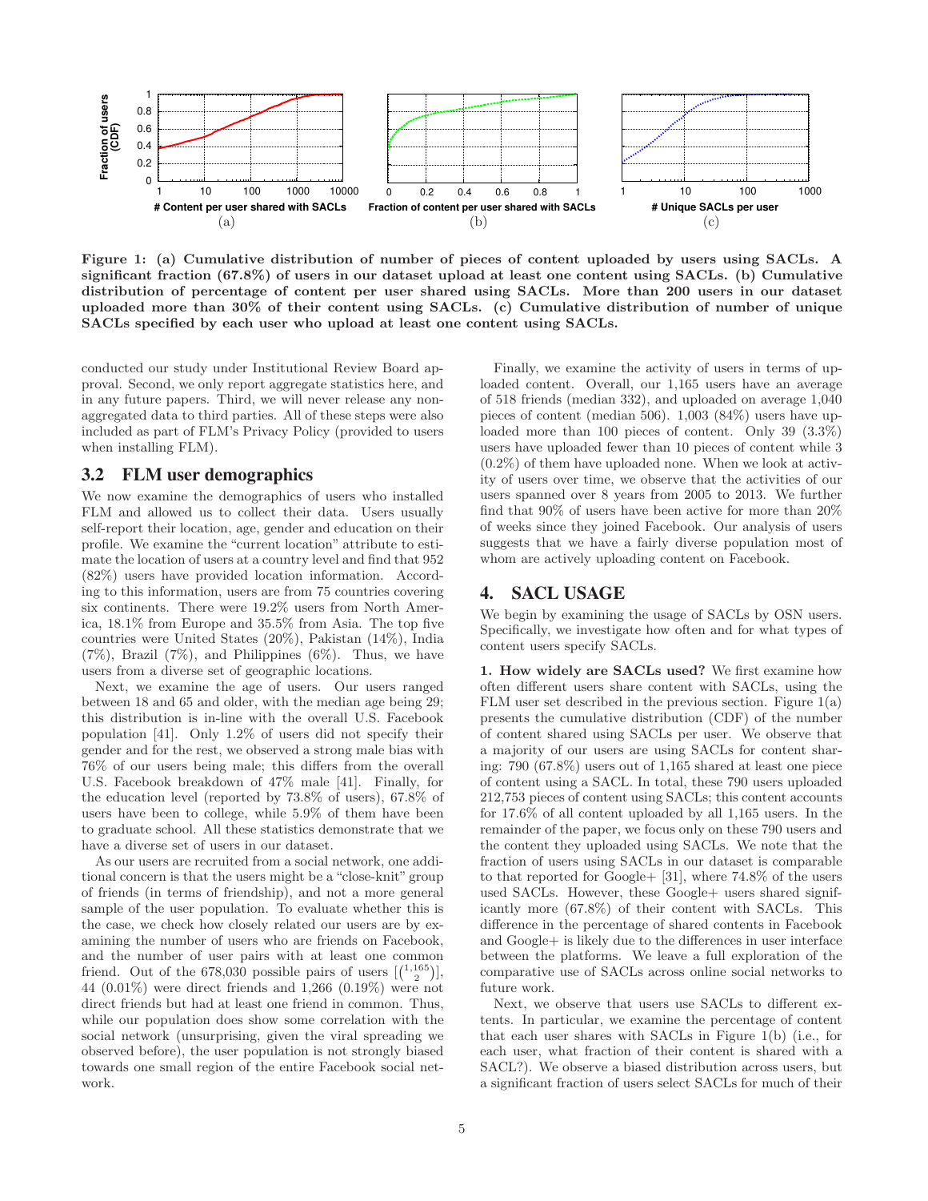Figure 1: (a) Cumulative distribution of number of pieces of content uploaded by users using SACLs. A significant fraction (67.8%) of users in our dataset upload at least one content using SACLs. (b) Cumulative distribution of percentage of content per user shared using SACLs. More than 200 users in our dataset uploaded more than 30% of their content using SACLs. (c) Cumulative distribution of number of unique SACLs specified by each user who upload at least one content using SACLs.

conducted our study under Institutional Review Board approval. Second, we only report aggregate statistics here, and in any future papers. Third, we will never release any non-aggregated data to third parties. All of these steps were also included as part of FLM's Privacy Policy (provided to users when installing FLM).

## 3.2 FLM user demographics

We now examine the demographics of users who installed FLM and allowed us to collect their data. Users usually self-report their location, age, gender and education on their profile. We examine the "current location" attribute to estimate the location of users at a country level and find that 952 (82%) users have provided location information. According to this information, users are from 75 countries covering six continents. There were 19.2% users from North America, 18.1% from Europe and 35.5% from Asia. The top five countries were United States (20%), Pakistan (14%), India (7%), Brazil (7%), and Philippines (6%). Thus, we have users from a diverse set of geographic locations.

Next, we examine the age of users. Our users ranged between 18 and 65 and older, with the median age being 29; this distribution is in-line with the overall U.S. Facebook population [41]. Only 1.2% of users did not specify their gender and for the rest, we observed a strong male bias with 76% of our users being male; this differs from the overall U.S. Facebook breakdown of 47% male [41]. Finally, for the education level (reported by 73.8% of users), 67.8% of users have been to college, while 5.9% of them have been to graduate school. All these statistics demonstrate that we have a diverse set of users in our dataset.

As our users are recruited from a social network, one additional concern is that the users might be a "close-knit" group of friends (in terms of friendship), and not a more general sample of the user population. To evaluate whether this is the case, we check how closely related our users are by examining the number of users who are friends on Facebook, and the number of user pairs with at least one common friend. Out of the 678,030 possible pairs of users $[\binom{1,165}{2}]$, 44 (0.01%) were direct friends and 1,266 (0.19%) were not direct friends but had at least one friend in common. Thus, while our population does show some correlation with the social network (unsurprising, given the viral spreading we observed before), the user population is not strongly biased towards one small region of the entire Facebook social network.

Finally, we examine the activity of users in terms of uploaded content. Overall, our 1,165 users have an average of 518 friends (median 332), and uploaded on average 1,040 pieces of content (median 506). 1,003 (84%) users have uploaded more than 100 pieces of content. Only 39 (3.3%) users have uploaded fewer than 10 pieces of content while 3 (0.2%) of them have uploaded none. When we look at activity of users over time, we observe that the activities of our users spanned over 8 years from 2005 to 2013. We further find that 90% of users have been active for more than 20% of weeks since they joined Facebook. Our analysis of users suggests that we have a fairly diverse population most of whom are actively uploading content on Facebook.

# 4. SACL USAGE

We begin by examining the usage of SACLs by OSN users. Specifically, we investigate how often and for what types of content users specify SACLs.

**1. How widely are SACLs used?** We first examine how often different users share content with SACLs, using the FLM user set described in the previous section. Figure 1(a) presents the cumulative distribution (CDF) of the number of content shared using SACLs per user. We observe that a majority of our users are using SACLs for content sharing: 790 (67.8%) users out of 1,165 shared at least one piece of content using a SACL. In total, these 790 users uploaded 212,753 pieces of content using SACLs; this content accounts for 17.6% of all content uploaded by all 1,165 users. In the remainder of the paper, we focus only on these 790 users and the content they uploaded using SACLs. We note that the fraction of users using SACLs in our dataset is comparable to that reported for Google+ [31], where 74.8% of the users used SACLs. However, these Google+ users shared significantly more (67.8%) of their content with SACLs. This difference in the percentage of shared contents in Facebook and Google+ is likely due to the differences in user interface between the platforms. We leave a full exploration of the comparative use of SACLs across online social networks to future work.

Next, we observe that users use SACLs to different extents. In particular, we examine the percentage of content that each user shares with SACLs in Figure 1(b) (i.e., for each user, what fraction of their content is shared with a SACL?). We observe a biased distribution across users, but a significant fraction of users select SACLs for much of their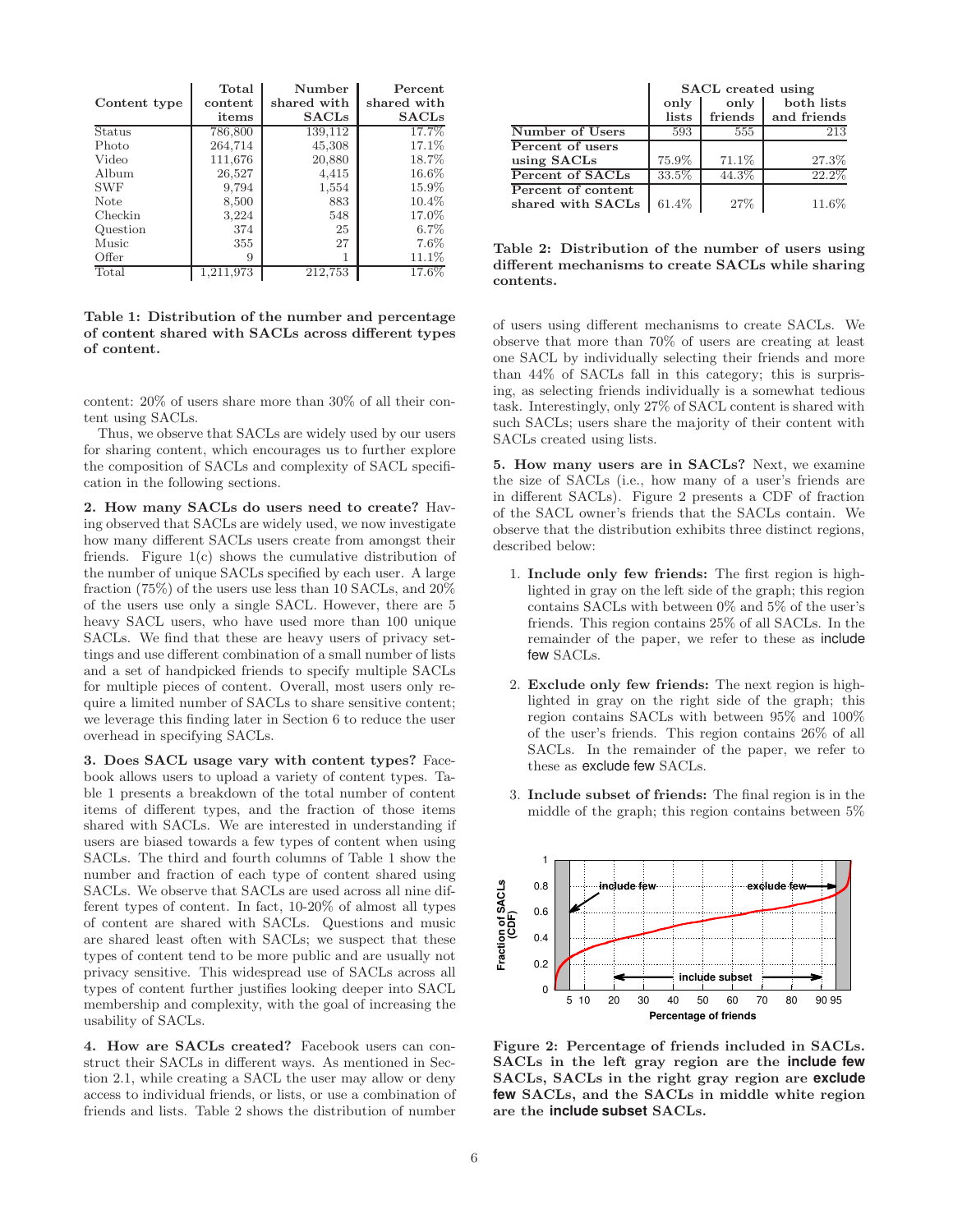| Content type | Total content items | Number shared with SACLs | Percent shared with SACLs |
|---|---|---|---|
| Status | 786,800 | 139,112 | 17.7% |
| Photo | 264,714 | 45,308 | 17.1% |
| Video | 111,676 | 20,880 | 18.7% |
| Album | 26,527 | 4,415 | 16.6% |
| SWF | 9,794 | 1,554 | 15.9% |
| Note | 8,500 | 883 | 10.4% |
| Checkin | 3,224 | 548 | 17.0% |
| Question | 374 | 25 | 6.7% |
| Music | 355 | 27 | 7.6% |
| Offer | 9 | 1 | 11.1% |
| Total | 1,211,973 | 212,753 | 17.6% |

**Table 1: Distribution of the number and percentage of content shared with SACLs across different types of content.**

content: 20% of users share more than 30% of all their content using SACLs.

Thus, we observe that SACLs are widely used by our users for sharing content, which encourages us to further explore the composition of SACLs and complexity of SACL specification in the following sections.

**2. How many SACLs do users need to create?** Having observed that SACLs are widely used, we now investigate how many different SACLs users create from amongst their friends. Figure 1(c) shows the cumulative distribution of the number of unique SACLs specified by each user. A large fraction (75%) of the users use less than 10 SACLs, and 20% of the users use only a single SACL. However, there are 5 heavy SACL users, who have used more than 100 unique SACLs. We find that these are heavy users of privacy settings and use different combination of a small number of lists and a set of handpicked friends to specify multiple SACLs for multiple pieces of content. Overall, most users only require a limited number of SACLs to share sensitive content; we leverage this finding later in Section 6 to reduce the user overhead in specifying SACLs.

**3. Does SACL usage vary with content types?** Facebook allows users to upload a variety of content types. Table 1 presents a breakdown of the total number of content items of different types, and the fraction of those items shared with SACLs. We are interested in understanding if users are biased towards a few types of content when using SACLs. The third and fourth columns of Table 1 show the number and fraction of each type of content shared using SACLs. We observe that SACLs are used across all nine different types of content. In fact, 10-20% of almost all types of content are shared with SACLs. Questions and music are shared least often with SACLs; we suspect that these types of content tend to be more public and are usually not privacy sensitive. This widespread use of SACLs across all types of content further justifies looking deeper into SACL membership and complexity, with the goal of increasing the usability of SACLs.

**4. How are SACLs created?** Facebook users can construct their SACLs in different ways. As mentioned in Section 2.1, while creating a SACL the user may allow or deny access to individual friends, or lists, or use a combination of friends and lists. Table 2 shows the distribution of number

| | SACL created using | | |
|---|---|---|---|
| | only lists | only friends | both lists and friends |
| Number of Users | 593 | 555 | 213 |
| Percent of users using SACLs | 75.9% | 71.1% | 27.3% |
| Percent of SACLs | 33.5% | 44.3% | 22.2% |
| Percent of content shared with SACLs | 61.4% | 27% | 11.6% |

**Table 2: Distribution of the number of users using different mechanisms to create SACLs while sharing contents.**

of users using different mechanisms to create SACLs. We observe that more than 70% of users are creating at least one SACL by individually selecting their friends and more than 44% of SACLs fall in this category; this is surprising, as selecting friends individually is a somewhat tedious task. Interestingly, only 27% of SACL content is shared with such SACLs; users share the majority of their content with SACLs created using lists.

**5. How many users are in SACLs?** Next, we examine the size of SACLs (i.e., how many of a user's friends are in different SACLs). Figure 2 presents a CDF of fraction of the SACL owner's friends that the SACLs contain. We observe that the distribution exhibits three distinct regions, described below:

1. **Include only few friends:** The first region is highlighted in gray on the left side of the graph; this region contains SACLs with between 0% and 5% of the user's friends. This region contains 25% of all SACLs. In the remainder of the paper, we refer to these as include few SACLs.

2. **Exclude only few friends:** The next region is highlighted in gray on the right side of the graph; this region contains SACLs with between 95% and 100% of the user's friends. This region contains 26% of all SACLs. In the remainder of the paper, we refer to these as exclude few SACLs.

3. **Include subset of friends:** The final region is in the middle of the graph; this region contains between 5%

**Figure 2: Percentage of friends included in SACLs. SACLs in the left gray region are the include few SACLs, SACLs in the right gray region are exclude few SACLs, and the SACLs in middle white region are the include subset SACLs.**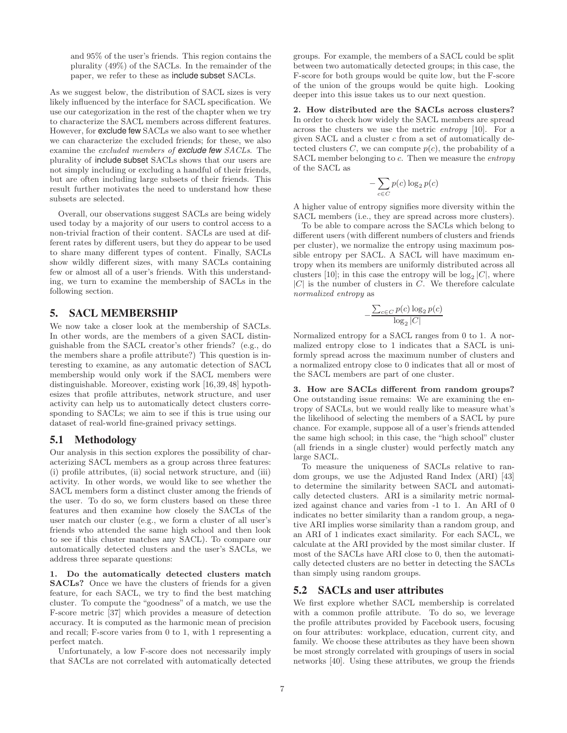and 95% of the user's friends. This region contains the plurality (49%) of the SACLs. In the remainder of the paper, we refer to these as **include subset** SACLs.

As we suggest below, the distribution of SACL sizes is very likely influenced by the interface for SACL specification. We use our categorization in the rest of the chapter when we try to characterize the SACL members across different features. However, for **exclude few** SACLs we also want to see whether we can characterize the excluded friends; for these, we also examine the *excluded members of **exclude few** SACLs*. The plurality of **include subset** SACLs shows that our users are not simply including or excluding a handful of their friends, but are often including large subsets of their friends. This result further motivates the need to understand how these subsets are selected.

Overall, our observations suggest SACLs are being widely used today by a majority of our users to control access to a non-trivial fraction of their content. SACLs are used at different rates by different users, but they do appear to be used to share many different types of content. Finally, SACLs show wildly different sizes, with many SACLs containing few or almost all of a user's friends. With this understanding, we turn to examine the membership of SACLs in the following section.

## 5. SACL MEMBERSHIP

We now take a closer look at the membership of SACLs. In other words, are the members of a given SACL distinguishable from the SACL creator's other friends? (e.g., do the members share a profile attribute?) This question is interesting to examine, as any automatic detection of SACL membership would only work if the SACL members were distinguishable. Moreover, existing work [16, 39, 48] hypothesizes that profile attributes, network structure, and user activity can help us to automatically detect clusters corresponding to SACLs; we aim to see if this is true using our dataset of real-world fine-grained privacy settings.

### 5.1 Methodology

Our analysis in this section explores the possibility of characterizing SACL members as a group across three features: (i) profile attributes, (ii) social network structure, and (iii) activity. In other words, we would like to see whether the SACL members form a distinct cluster among the friends of the user. To do so, we form clusters based on these three features and then examine how closely the SACLs of the user match our cluster (e.g., we form a cluster of all user's friends who attended the same high school and then look to see if this cluster matches any SACL). To compare our automatically detected clusters and the user's SACLs, we address three separate questions:

**1. Do the automatically detected clusters match SACLs?** Once we have the clusters of friends for a given feature, for each SACL, we try to find the best matching cluster. To compute the "goodness" of a match, we use the F-score metric [37] which provides a measure of detection accuracy. It is computed as the harmonic mean of precision and recall; F-score varies from 0 to 1, with 1 representing a perfect match.

Unfortunately, a low F-score does not necessarily imply that SACLs are not correlated with automatically detected groups. For example, the members of a SACL could be split between two automatically detected groups; in this case, the F-score for both groups would be quite low, but the F-score of the union of the groups would be quite high. Looking deeper into this issue takes us to our next question.

**2. How distributed are the SACLs across clusters?** In order to check how widely the SACL members are spread across the clusters we use the metric *entropy* [10]. For a given SACL and a cluster $c$ from a set of automatically detected clusters $C$, we can compute $p(c)$, the probability of a SACL member belonging to $c$. Then we measure the *entropy* of the SACL as

$$-\sum_{c \in C} p(c) \log_2 p(c)$$

A higher value of entropy signifies more diversity within the SACL members (i.e., they are spread across more clusters).

To be able to compare across the SACLs which belong to different users (with different numbers of clusters and friends per cluster), we normalize the entropy using maximum possible entropy per SACL. A SACL will have maximum entropy when its members are uniformly distributed across all clusters [10]; in this case the entropy will be $\log_2 |C|$, where $|C|$ is the number of clusters in $C$. We therefore calculate *normalized entropy* as

$$-\frac{\sum_{c \in C} p(c) \log_2 p(c)}{\log_2 |C|}$$

Normalized entropy for a SACL ranges from 0 to 1. A normalized entropy close to 1 indicates that a SACL is uniformly spread across the maximum number of clusters and a normalized entropy close to 0 indicates that all or most of the SACL members are part of one cluster.

**3. How are SACLs different from random groups?** One outstanding issue remains: We are examining the entropy of SACLs, but we would really like to measure what's the likelihood of selecting the members of a SACL by pure chance. For example, suppose all of a user's friends attended the same high school; in this case, the "high school" cluster (all friends in a single cluster) would perfectly match any large SACL.

To measure the uniqueness of SACLs relative to random groups, we use the Adjusted Rand Index (ARI) [43] to determine the similarity between SACL and automatically detected clusters. ARI is a similarity metric normalized against chance and varies from -1 to 1. An ARI of 0 indicates no better similarity than a random group, a negative ARI implies worse similarity than a random group, and an ARI of 1 indicates exact similarity. For each SACL, we calculate at the ARI provided by the most similar cluster. If most of the SACLs have ARI close to 0, then the automatically detected clusters are no better in detecting the SACLs than simply using random groups.

### 5.2 SACLs and user attributes

We first explore whether SACL membership is correlated with a common profile attribute. To do so, we leverage the profile attributes provided by Facebook users, focusing on four attributes: workplace, education, current city, and family. We choose these attributes as they have been shown be most strongly correlated with groupings of users in social networks [40]. Using these attributes, we group the friends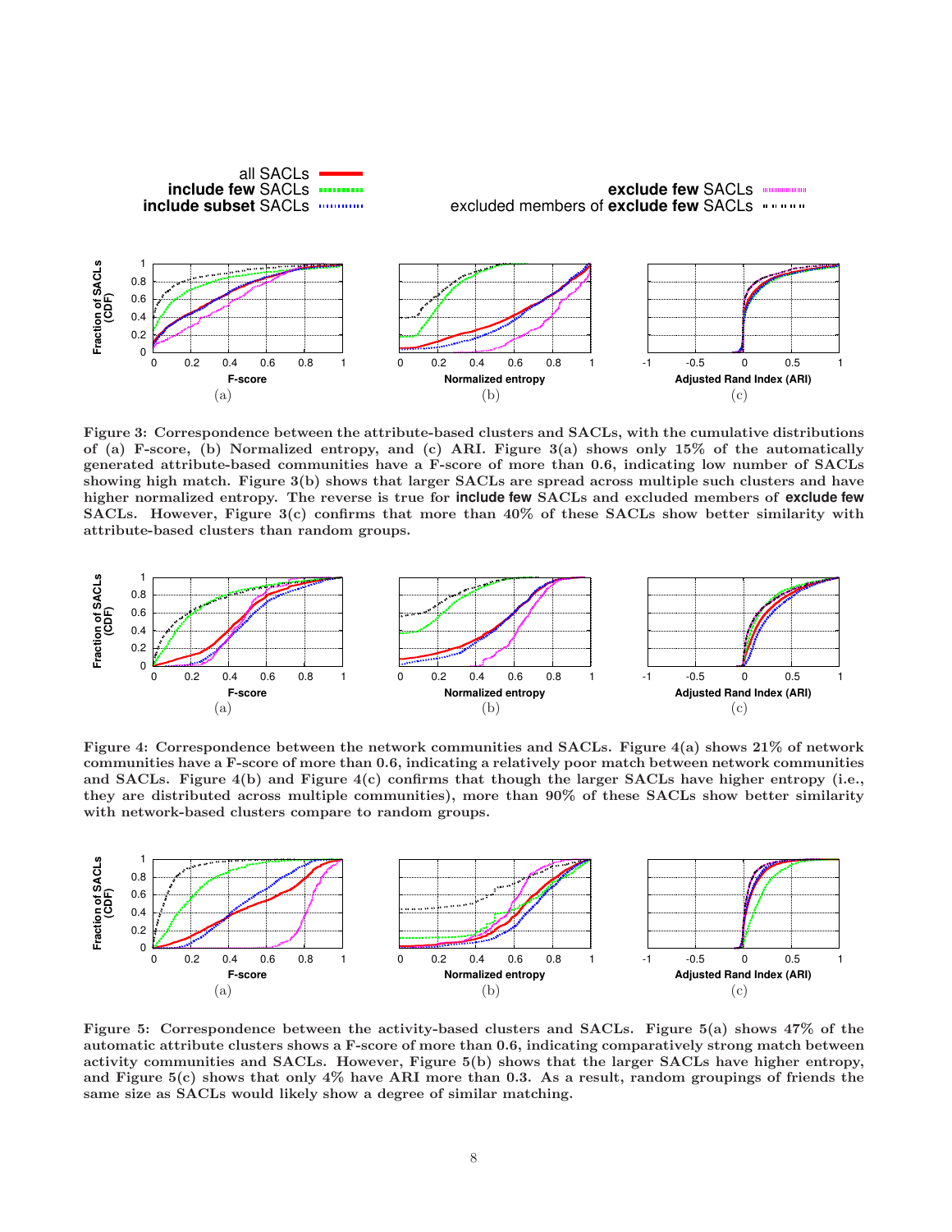Figure 3: Correspondence between the attribute-based clusters and SACLs, with the cumulative distributions of (a) F-score, (b) Normalized entropy, and (c) ARI. Figure 3(a) shows only 15% of the automatically generated attribute-based communities have a F-score of more than 0.6, indicating low number of SACLs showing high match. Figure 3(b) shows that larger SACLs are spread across multiple such clusters and have higher normalized entropy. The reverse is true for **include few** SACLs and excluded members of **exclude few** SACLs. However, Figure 3(c) confirms that more than 40% of these SACLs show better similarity with attribute-based clusters than random groups.

Figure 4: Correspondence between the network communities and SACLs. Figure 4(a) shows 21% of network communities have a F-score of more than 0.6, indicating a relatively poor match between network communities and SACLs. Figure 4(b) and Figure 4(c) confirms that though the larger SACLs have higher entropy (i.e., they are distributed across multiple communities), more than 90% of these SACLs show better similarity with network-based clusters compare to random groups.

Figure 5: Correspondence between the activity-based clusters and SACLs. Figure 5(a) shows 47% of the automatic attribute clusters shows a F-score of more than 0.6, indicating comparatively strong match between activity communities and SACLs. However, Figure 5(b) shows that the larger SACLs have higher entropy, and Figure 5(c) shows that only 4% have ARI more than 0.3. As a result, random groupings of friends the same size as SACLs would likely show a degree of similar matching.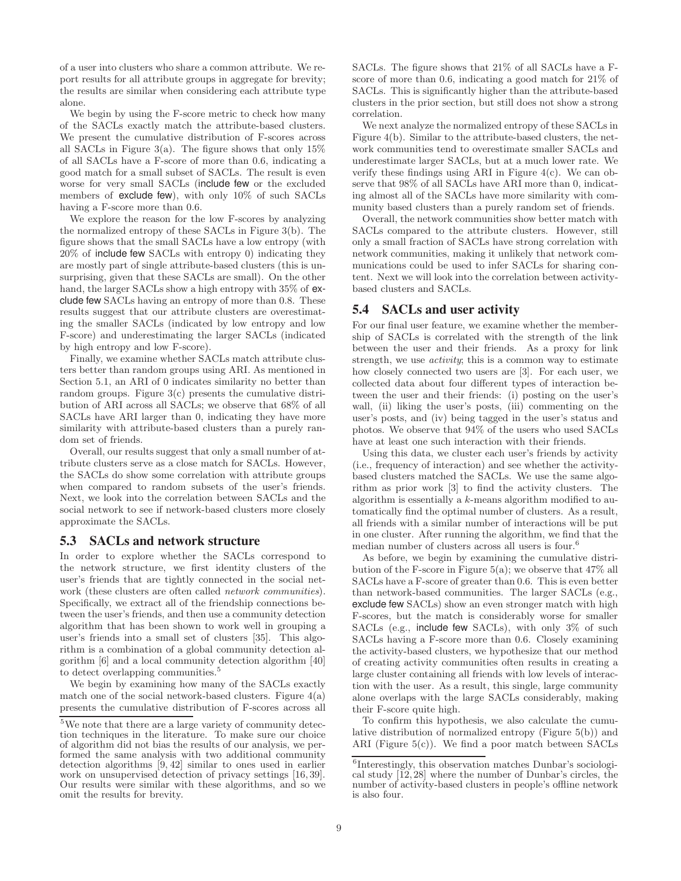of a user into clusters who share a common attribute. We report results for all attribute groups in aggregate for brevity; the results are similar when considering each attribute type alone.

We begin by using the F-score metric to check how many of the SACLs exactly match the attribute-based clusters. We present the cumulative distribution of F-scores across all SACLs in Figure 3(a). The figure shows that only 15% of all SACLs have a F-score of more than 0.6, indicating a good match for a small subset of SACLs. The result is even worse for very small SACLs (include few or the excluded members of exclude few), with only 10% of such SACLs having a F-score more than 0.6.

We explore the reason for the low F-scores by analyzing the normalized entropy of these SACLs in Figure 3(b). The figure shows that the small SACLs have a low entropy (with 20% of include few SACLs with entropy 0) indicating they are mostly part of single attribute-based clusters (this is unsurprising, given that these SACLs are small). On the other hand, the larger SACLs show a high entropy with 35% of exclude few SACLs having an entropy of more than 0.8. These results suggest that our attribute clusters are overestimating the smaller SACLs (indicated by low entropy and low F-score) and underestimating the larger SACLs (indicated by high entropy and low F-score).

Finally, we examine whether SACLs match attribute clusters better than random groups using ARI. As mentioned in Section 5.1, an ARI of 0 indicates similarity no better than random groups. Figure 3(c) presents the cumulative distribution of ARI across all SACLs; we observe that 68% of all SACLs have ARI larger than 0, indicating they have more similarity with attribute-based clusters than a purely random set of friends.

Overall, our results suggest that only a small number of attribute clusters serve as a close match for SACLs. However, the SACLs do show some correlation with attribute groups when compared to random subsets of the user's friends. Next, we look into the correlation between SACLs and the social network to see if network-based clusters more closely approximate the SACLs.

## 5.3 SACLs and network structure

In order to explore whether the SACLs correspond to the network structure, we first identity clusters of the user's friends that are tightly connected in the social network (these clusters are often called *network communities*). Specifically, we extract all of the friendship connections between the user's friends, and then use a community detection algorithm that has been shown to work well in grouping a user's friends into a small set of clusters [35]. This algorithm is a combination of a global community detection algorithm [6] and a local community detection algorithm [40] to detect overlapping communities.[5]

We begin by examining how many of the SACLs exactly match one of the social network-based clusters. Figure 4(a) presents the cumulative distribution of F-scores across all SACLs. The figure shows that 21% of all SACLs have a F-score of more than 0.6, indicating a good match for 21% of SACLs. This is significantly higher than the attribute-based clusters in the prior section, but still does not show a strong correlation.

We next analyze the normalized entropy of these SACLs in Figure 4(b). Similar to the attribute-based clusters, the network communities tend to overestimate smaller SACLs and underestimate larger SACLs, but at a much lower rate. We verify these findings using ARI in Figure 4(c). We can observe that 98% of all SACLs have ARI more than 0, indicating almost all of the SACLs have more similarity with community based clusters than a purely random set of friends.

Overall, the network communities show better match with SACLs compared to the attribute clusters. However, still only a small fraction of SACLs have strong correlation with network communities, making it unlikely that network communications could be used to infer SACLs for sharing content. Next we will look into the correlation between activity-based clusters and SACLs.

## 5.4 SACLs and user activity

For our final user feature, we examine whether the membership of SACLs is correlated with the strength of the link between the user and their friends. As a proxy for link strength, we use *activity*; this is a common way to estimate how closely connected two users are [3]. For each user, we collected data about four different types of interaction between the user and their friends: (i) posting on the user's wall, (ii) liking the user's posts, (iii) commenting on the user's posts, and (iv) being tagged in the user's status and photos. We observe that 94% of the users who used SACLs have at least one such interaction with their friends.

Using this data, we cluster each user's friends by activity (i.e., frequency of interaction) and see whether the activity-based clusters matched the SACLs. We use the same algorithm as prior work [3] to find the activity clusters. The algorithm is essentially a $k$-means algorithm modified to automatically find the optimal number of clusters. As a result, all friends with a similar number of interactions will be put in one cluster. After running the algorithm, we find that the median number of clusters across all users is four.[6]

As before, we begin by examining the cumulative distribution of the F-score in Figure 5(a); we observe that 47% all SACLs have a F-score of greater than 0.6. This is even better than network-based communities. The larger SACLs (e.g., exclude few SACLs) show an even stronger match with high F-scores, but the match is considerably worse for smaller SACLs (e.g., include few SACLs), with only 3% of such SACLs having a F-score more than 0.6. Closely examining the activity-based clusters, we hypothesize that our method of creating activity communities often results in creating a large cluster containing all friends with low levels of interaction with the user. As a result, this single, large community alone overlaps with the large SACLs considerably, making their F-score quite high.

To confirm this hypothesis, we also calculate the cumulative distribution of normalized entropy (Figure 5(b)) and ARI (Figure 5(c)). We find a poor match between SACLs

[5] We note that there are a large variety of community detection techniques in the literature. To make sure our choice of algorithm did not bias the results of our analysis, we performed the same analysis with two additional community detection algorithms [9, 42] similar to ones used in earlier work on unsupervised detection of privacy settings [16, 39]. Our results were similar with these algorithms, and so we omit the results for brevity.

[6] Interestingly, this observation matches Dunbar's sociological study [12, 28] where the number of Dunbar's circles, the number of activity-based clusters in people's offline network is also four.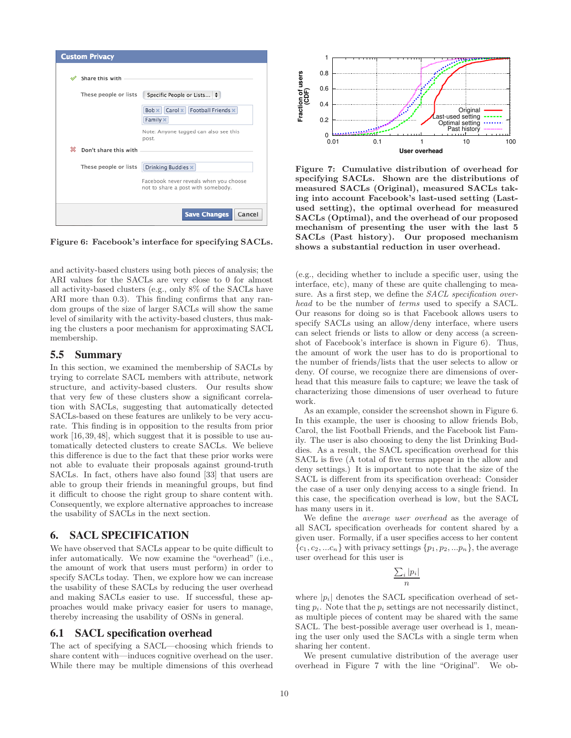Figure 6: Facebook's interface for specifying SACLs.

Figure 7: Cumulative distribution of overhead for specifying SACLs. Shown are the distributions of measured SACLs (Original), measured SACLs taking into account Facebook's last-used setting (Last-used setting), the optimal overhead for measured SACLs (Optimal), and the overhead of our proposed mechanism of presenting the user with the last 5 SACLs (Past history). Our proposed mechanism shows a substantial reduction in user overhead.

and activity-based clusters using both pieces of analysis; the ARI values for the SACLs are very close to 0 for almost all activity-based clusters (e.g., only 8% of the SACLs have ARI more than 0.3). This finding confirms that any random groups of the size of larger SACLs will show the same level of similarity with the activity-based clusters, thus making the clusters a poor mechanism for approximating SACL membership.

## 5.5 Summary

In this section, we examined the membership of SACLs by trying to correlate SACL members with attribute, network structure, and activity-based clusters. Our results show that very few of these clusters show a significant correlation with SACLs, suggesting that automatically detected SACLs-based on these features are unlikely to be very accurate. This finding is in opposition to the results from prior work [16, 39, 48], which suggest that it is possible to use automatically detected clusters to create SACLs. We believe this difference is due to the fact that these prior works were not able to evaluate their proposals against ground-truth SACLs. In fact, others have also found [33] that users are able to group their friends in meaningful groups, but find it difficult to choose the right group to share content with. Consequently, we explore alternative approaches to increase the usability of SACLs in the next section.

# 6. SACL SPECIFICATION

We have observed that SACLs appear to be quite difficult to infer automatically. We now examine the "overhead" (i.e., the amount of work that users must perform) in order to specify SACLs today. Then, we explore how we can increase the usability of these SACLs by reducing the user overhead and making SACLs easier to use. If successful, these approaches would make privacy easier for users to manage, thereby increasing the usability of OSNs in general.

## 6.1 SACL specification overhead

The act of specifying a SACL—choosing which friends to share content with—induces cognitive overhead on the user. While there may be multiple dimensions of this overhead (e.g., deciding whether to include a specific user, using the interface, etc), many of these are quite challenging to measure. As a first step, we define the *SACL specification overhead* to be the number of *terms* used to specify a SACL. Our reasons for doing so is that Facebook allows users to specify SACLs using an allow/deny interface, where users can select friends or lists to allow or deny access (a screenshot of Facebook's interface is shown in Figure 6). Thus, the amount of work the user has to do is proportional to the number of friends/lists that the user selects to allow or deny. Of course, we recognize there are dimensions of overhead that this measure fails to capture; we leave the task of characterizing those dimensions of user overhead to future work.

As an example, consider the screenshot shown in Figure 6. In this example, the user is choosing to allow friends Bob, Carol, the list Football Friends, and the Facebook list Family. The user is also choosing to deny the list Drinking Buddies. As a result, the SACL specification overhead for this SACL is five (A total of five terms appear in the allow and deny settings.) It is important to note that the size of the SACL is different from its specification overhead: Consider the case of a user only denying access to a single friend. In this case, the specification overhead is low, but the SACL has many users in it.

We define the *average user overhead* as the average of all SACL specification overheads for content shared by a given user. Formally, if a user specifies access to her content $\{c_1, c_2, ...c_n\}$ with privacy settings $\{p_1, p_2, ...p_n\}$, the average user overhead for this user is

$$\frac{\sum_i |p_i|}{n}$$

where $|p_i|$ denotes the SACL specification overhead of setting $p_i$. Note that the $p_i$ settings are not necessarily distinct, as multiple pieces of content may be shared with the same SACL. The best-possible average user overhead is 1, meaning the user only used the SACLs with a single term when sharing her content.

We present cumulative distribution of the average user overhead in Figure 7 with the line "Original". We ob-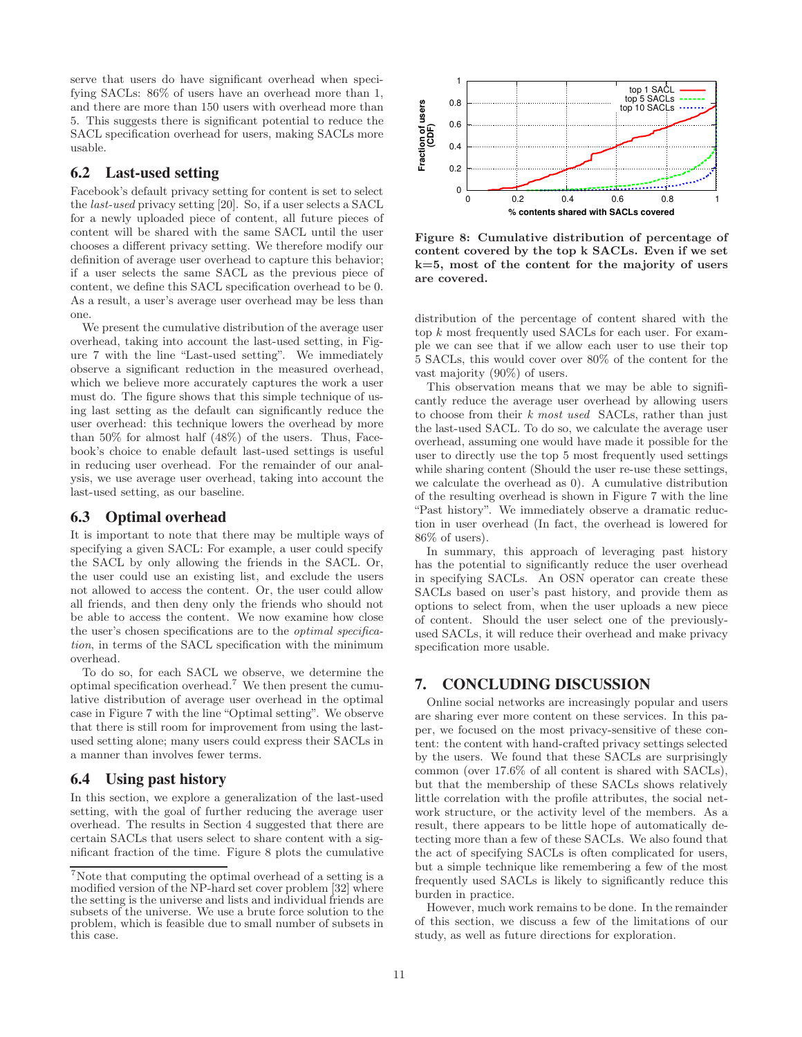serve that users do have significant overhead when specifying SACLs: 86% of users have an overhead more than 1, and there are more than 150 users with overhead more than 5. This suggests there is significant potential to reduce the SACL specification overhead for users, making SACLs more usable.

## 6.2 Last-used setting

Facebook's default privacy setting for content is set to select the *last-used* privacy setting [20]. So, if a user selects a SACL for a newly uploaded piece of content, all future pieces of content will be shared with the same SACL until the user chooses a different privacy setting. We therefore modify our definition of average user overhead to capture this behavior; if a user selects the same SACL as the previous piece of content, we define this SACL specification overhead to be 0. As a result, a user's average user overhead may be less than one.

We present the cumulative distribution of the average user overhead, taking into account the last-used setting, in Figure 7 with the line "Last-used setting". We immediately observe a significant reduction in the measured overhead, which we believe more accurately captures the work a user must do. The figure shows that this simple technique of using last setting as the default can significantly reduce the user overhead: this technique lowers the overhead by more than 50% for almost half (48%) of the users. Thus, Facebook's choice to enable default last-used settings is useful in reducing user overhead. For the remainder of our analysis, we use average user overhead, taking into account the last-used setting, as our baseline.

## 6.3 Optimal overhead

It is important to note that there may be multiple ways of specifying a given SACL: For example, a user could specify the SACL by only allowing the friends in the SACL. Or, the user could use an existing list, and exclude the users not allowed to access the content. Or, the user could allow all friends, and then deny only the friends who should not be able to access the content. We now examine how close the user's chosen specifications are to the *optimal specification*, in terms of the SACL specification with the minimum overhead.

To do so, for each SACL we observe, we determine the optimal specification overhead.[7] We then present the cumulative distribution of average user overhead in the optimal case in Figure 7 with the line "Optimal setting". We observe that there is still room for improvement from using the last-used setting alone; many users could express their SACLs in a manner than involves fewer terms.

## 6.4 Using past history

In this section, we explore a generalization of the last-used setting, with the goal of further reducing the average user overhead. The results in Section 4 suggested that there are certain SACLs that users select to share content with a significant fraction of the time. Figure 8 plots the cumulative distribution of the percentage of content shared with the top $k$ most frequently used SACLs for each user. For example we can see that if we allow each user to use their top 5 SACLs, this would cover over 80% of the content for the vast majority (90%) of users.

[7]Note that computing the optimal overhead of a setting is a modified version of the NP-hard set cover problem [32] where the setting is the universe and lists and individual friends are subsets of the universe. We use a brute force solution to the problem, which is feasible due to small number of subsets in this case.

**Figure 8: Cumulative distribution of percentage of content covered by the top k SACLs. Even if we set k=5, most of the content for the majority of users are covered.**

This observation means that we may be able to significantly reduce the average user overhead by allowing users to choose from their *k most used* SACLs, rather than just the last-used SACL. To do so, we calculate the average user overhead, assuming one would have made it possible for the user to directly use the top 5 most frequently used settings while sharing content (Should the user re-use these settings, we calculate the overhead as 0). A cumulative distribution of the resulting overhead is shown in Figure 7 with the line "Past history". We immediately observe a dramatic reduction in user overhead (In fact, the overhead is lowered for 86% of users).

In summary, this approach of leveraging past history has the potential to significantly reduce the user overhead in specifying SACLs. An OSN operator can create these SACLs based on user's past history, and provide them as options to select from, when the user uploads a new piece of content. Should the user select one of the previously-used SACLs, it will reduce their overhead and make privacy specification more usable.

# 7. CONCLUDING DISCUSSION

Online social networks are increasingly popular and users are sharing ever more content on these services. In this paper, we focused on the most privacy-sensitive of these content: the content with hand-crafted privacy settings selected by the users. We found that these SACLs are surprisingly common (over 17.6% of all content is shared with SACLs), but that the membership of these SACLs shows relatively little correlation with the profile attributes, the social network structure, or the activity level of the members. As a result, there appears to be little hope of automatically detecting more than a few of these SACLs. We also found that the act of specifying SACLs is often complicated for users, but a simple technique like remembering a few of the most frequently used SACLs is likely to significantly reduce this burden in practice.

However, much work remains to be done. In the remainder of this section, we discuss a few of the limitations of our study, as well as future directions for exploration.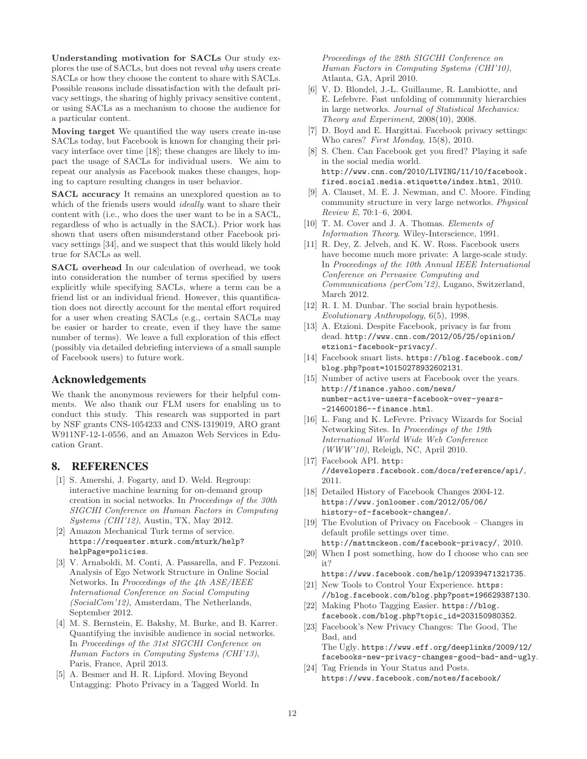**Understanding motivation for SACLs** Our study explores the use of SACLs, but does not reveal *why* users create SACLs or how they choose the content to share with SACLs. Possible reasons include dissatisfaction with the default privacy settings, the sharing of highly privacy sensitive content, or using SACLs as a mechanism to choose the audience for a particular content.

**Moving target** We quantified the way users create in-use SACLs today, but Facebook is known for changing their privacy interface over time [18]; these changes are likely to impact the usage of SACLs for individual users. We aim to repeat our analysis as Facebook makes these changes, hoping to capture resulting changes in user behavior.

**SACL accuracy** It remains an unexplored question as to which of the friends users would *ideally* want to share their content with (i.e., who does the user want to be in a SACL, regardless of who is actually in the SACL). Prior work has shown that users often misunderstand other Facebook privacy settings [34], and we suspect that this would likely hold true for SACLs as well.

**SACL overhead** In our calculation of overhead, we took into consideration the number of terms specified by users explicitly while specifying SACLs, where a term can be a friend list or an individual friend. However, this quantification does not directly account for the mental effort required for a user when creating SACLs (e.g., certain SACLs may be easier or harder to create, even if they have the same number of terms). We leave a full exploration of this effect (possibly via detailed debriefing interviews of a small sample of Facebook users) to future work.

## Acknowledgements

We thank the anonymous reviewers for their helpful comments. We also thank our FLM users for enabling us to conduct this study. This research was supported in part by NSF grants CNS-1054233 and CNS-1319019, ARO grant W911NF-12-1-0556, and an Amazon Web Services in Education Grant.

## 8. REFERENCES

[1] S. Amershi, J. Fogarty, and D. Weld. Regroup: interactive machine learning for on-demand group creation in social networks. In *Proceedings of the 30th SIGCHI Conference on Human Factors in Computing Systems (CHI'12)*, Austin, TX, May 2012.

[2] Amazon Mechanical Turk terms of service. https://requester.mturk.com/mturk/help?helpPage=policies.

[3] V. Arnaboldi, M. Conti, A. Passarella, and F. Pezzoni. Analysis of Ego Network Structure in Online Social Networks. In *Proceedings of the 4th ASE/IEEE International Conference on Social Computing (SocialCom'12)*, Amsterdam, The Netherlands, September 2012.

[4] M. S. Bernstein, E. Bakshy, M. Burke, and B. Karrer. Quantifying the invisible audience in social networks. In *Proceedings of the 31st SIGCHI Conference on Human Factors in Computing Systems (CHI'13)*, Paris, France, April 2013.

[5] A. Besmer and H. R. Lipford. Moving Beyond Untagging: Photo Privacy in a Tagged World. In *Proceedings of the 28th SIGCHI Conference on Human Factors in Computing Systems (CHI'10)*, Atlanta, GA, April 2010.

[6] V. D. Blondel, J.-L. Guillaume, R. Lambiotte, and E. Lefebvre. Fast unfolding of community hierarchies in large networks. *Journal of Statistical Mechanics: Theory and Experiment*, 2008(10), 2008.

[7] D. Boyd and E. Hargittai. Facebook privacy settings: Who cares? *First Monday*, 15(8), 2010.

[8] S. Chen. Can Facebook get you fired? Playing it safe in the social media world. http://www.cnn.com/2010/LIVING/11/10/facebook.fired.social.media.etiquette/index.html, 2010.

[9] A. Clauset, M. E. J. Newman, and C. Moore. Finding community structure in very large networks. *Physical Review E*, 70:1–6, 2004.

[10] T. M. Cover and J. A. Thomas. *Elements of Information Theory*. Wiley-Interscience, 1991.

[11] R. Dey, Z. Jelveh, and K. W. Ross. Facebook users have become much more private: A large-scale study. In *Proceedings of the 10th Annual IEEE International Conference on Pervasive Computing and Communications (perCom'12)*, Lugano, Switzerland, March 2012.

[12] R. I. M. Dunbar. The social brain hypothesis. *Evolutionary Anthropology*, 6(5), 1998.

[13] A. Etzioni. Despite Facebook, privacy is far from dead. http://www.cnn.com/2012/05/25/opinion/etzioni-facebook-privacy/.

[14] Facebook smart lists. https://blog.facebook.com/blog.php?post=10150278932602131.

[15] Number of active users at Facebook over the years. http://finance.yahoo.com/news/number-active-users-facebook-over-years--214600186--finance.html.

[16] L. Fang and K. LeFevre. Privacy Wizards for Social Networking Sites. In *Proceedings of the 19th International World Wide Web Conference (WWW'10)*, Releigh, NC, April 2010.

[17] Facebook API. http://developers.facebook.com/docs/reference/api/, 2011.

[18] Detailed History of Facebook Changes 2004-12. https://www.jonloomer.com/2012/05/06/history-of-facebook-changes/.

[19] The Evolution of Privacy on Facebook – Changes in default profile settings over time. http://mattmckeon.com/facebook-privacy/, 2010.

[20] When I post something, how do I choose who can see it? https://www.facebook.com/help/120939471321735.

[21] New Tools to Control Your Experience. https://blog.facebook.com/blog.php?post=196629387130.

[22] Making Photo Tagging Easier. https://blog.facebook.com/blog.php?topic_id=203150980352.

[23] Facebook's New Privacy Changes: The Good, The Bad, and The Ugly. https://www.eff.org/deeplinks/2009/12/facebooks-new-privacy-changes-good-bad-and-ugly.

[24] Tag Friends in Your Status and Posts. https://www.facebook.com/notes/facebook/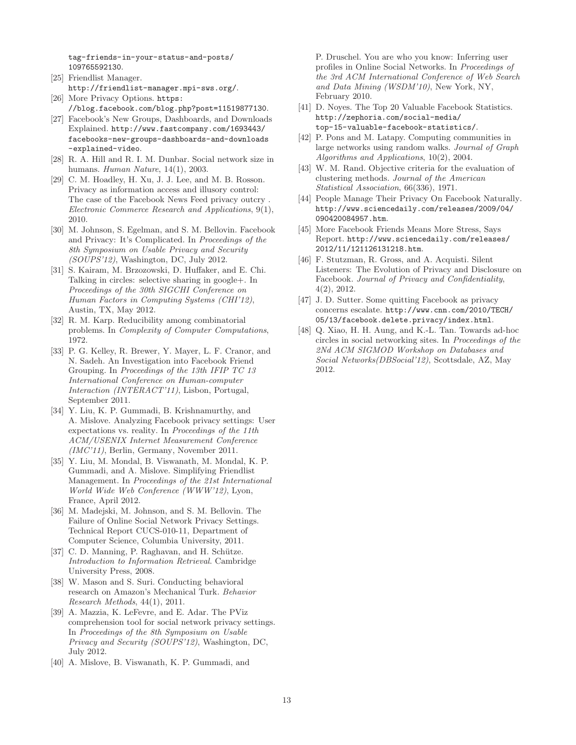tag-friends-in-your-status-and-posts/109765592130.

[25] Friendlist Manager. http://friendlist-manager.mpi-sws.org/.

[26] More Privacy Options. https://blog.facebook.com/blog.php?post=11519877130.

[27] Facebook's New Groups, Dashboards, and Downloads Explained. http://www.fastcompany.com/1693443/facebooks-new-groups-dashboards-and-downloads-explained-video.

[28] R. A. Hill and R. I. M. Dunbar. Social network size in humans. *Human Nature*, 14(1), 2003.

[29] C. M. Hoadley, H. Xu, J. J. Lee, and M. B. Rosson. Privacy as information access and illusory control: The case of the Facebook News Feed privacy outcry . *Electronic Commerce Research and Applications*, 9(1), 2010.

[30] M. Johnson, S. Egelman, and S. M. Bellovin. Facebook and Privacy: It's Complicated. In *Proceedings of the 8th Symposium on Usable Privacy and Security (SOUPS'12)*, Washington, DC, July 2012.

[31] S. Kairam, M. Brzozowski, D. Huffaker, and E. Chi. Talking in circles: selective sharing in google+. In *Proceedings of the 30th SIGCHI Conference on Human Factors in Computing Systems (CHI'12)*, Austin, TX, May 2012.

[32] R. M. Karp. Reducibility among combinatorial problems. In *Complexity of Computer Computations*, 1972.

[33] P. G. Kelley, R. Brewer, Y. Mayer, L. F. Cranor, and N. Sadeh. An Investigation into Facebook Friend Grouping. In *Proceedings of the 13th IFIP TC 13 International Conference on Human-computer Interaction (INTERACT'11)*, Lisbon, Portugal, September 2011.

[34] Y. Liu, K. P. Gummadi, B. Krishnamurthy, and A. Mislove. Analyzing Facebook privacy settings: User expectations vs. reality. In *Proceedings of the 11th ACM/USENIX Internet Measurement Conference (IMC'11)*, Berlin, Germany, November 2011.

[35] Y. Liu, M. Mondal, B. Viswanath, M. Mondal, K. P. Gummadi, and A. Mislove. Simplifying Friendlist Management. In *Proceedings of the 21st International World Wide Web Conference (WWW'12)*, Lyon, France, April 2012.

[36] M. Madejski, M. Johnson, and S. M. Bellovin. The Failure of Online Social Network Privacy Settings. Technical Report CUCS-010-11, Department of Computer Science, Columbia University, 2011.

[37] C. D. Manning, P. Raghavan, and H. Schütze. *Introduction to Information Retrieval*. Cambridge University Press, 2008.

[38] W. Mason and S. Suri. Conducting behavioral research on Amazon's Mechanical Turk. *Behavior Research Methods*, 44(1), 2011.

[39] A. Mazzia, K. LeFevre, and E. Adar. The PViz comprehension tool for social network privacy settings. In *Proceedings of the 8th Symposium on Usable Privacy and Security (SOUPS'12)*, Washington, DC, July 2012.

[40] A. Mislove, B. Viswanath, K. P. Gummadi, and P. Druschel. You are who you know: Inferring user profiles in Online Social Networks. In *Proceedings of the 3rd ACM International Conference of Web Search and Data Mining (WSDM'10)*, New York, NY, February 2010.

[41] D. Noyes. The Top 20 Valuable Facebook Statistics. http://zephoria.com/social-media/top-15-valuable-facebook-statistics/.

[42] P. Pons and M. Latapy. Computing communities in large networks using random walks. *Journal of Graph Algorithms and Applications*, 10(2), 2004.

[43] W. M. Rand. Objective criteria for the evaluation of clustering methods. *Journal of the American Statistical Association*, 66(336), 1971.

[44] People Manage Their Privacy On Facebook Naturally. http://www.sciencedaily.com/releases/2009/04/090420084957.htm.

[45] More Facebook Friends Means More Stress, Says Report. http://www.sciencedaily.com/releases/2012/11/121126131218.htm.

[46] F. Stutzman, R. Gross, and A. Acquisti. Silent Listeners: The Evolution of Privacy and Disclosure on Facebook. *Journal of Privacy and Confidentiality*, 4(2), 2012.

[47] J. D. Sutter. Some quitting Facebook as privacy concerns escalate. http://www.cnn.com/2010/TECH/05/13/facebook.delete.privacy/index.html.

[48] Q. Xiao, H. H. Aung, and K.-L. Tan. Towards ad-hoc circles in social networking sites. In *Proceedings of the 2Nd ACM SIGMOD Workshop on Databases and Social Networks(DBSocial'12)*, Scottsdale, AZ, May 2012.